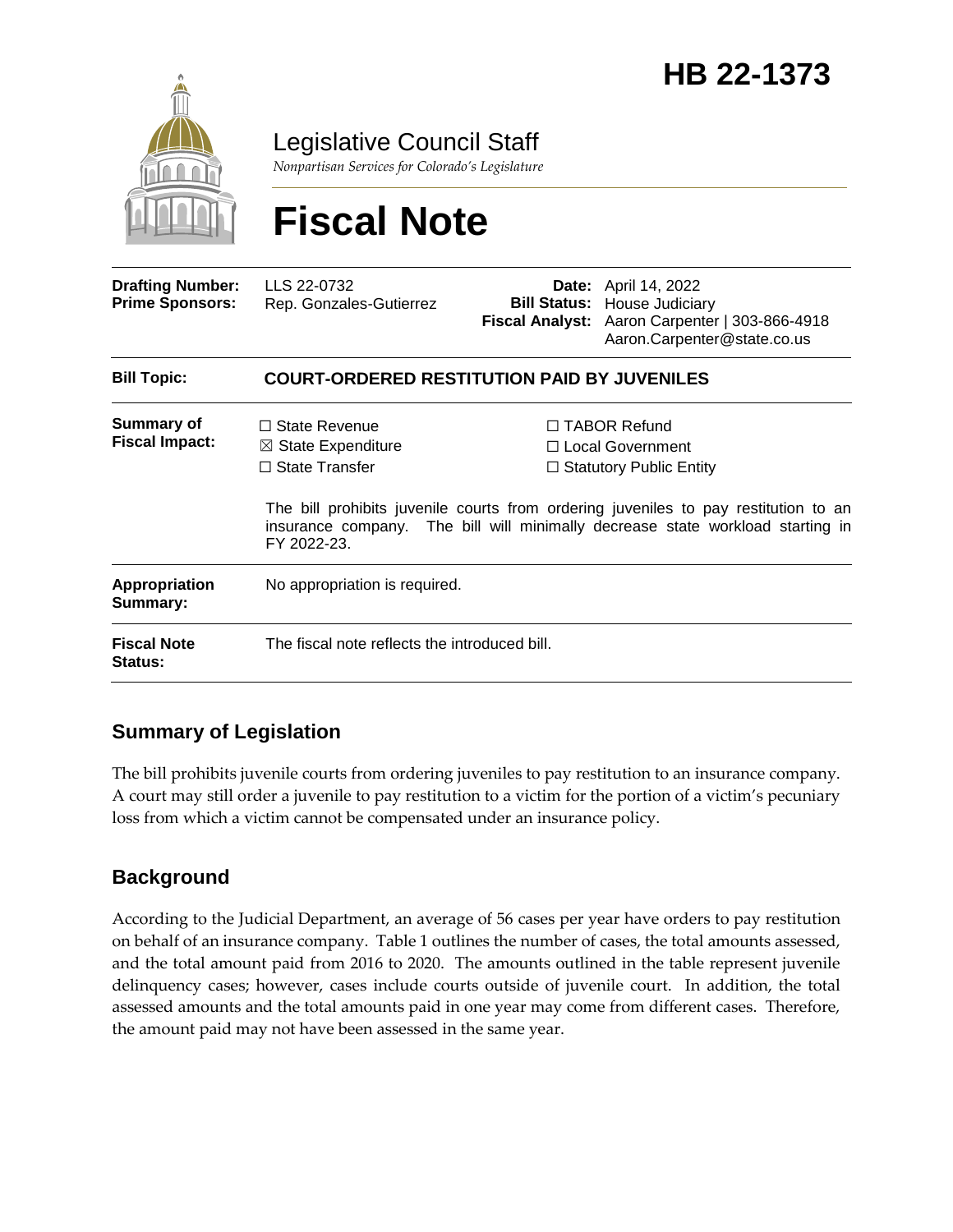# HB 22-1373

Legislative Council Staff

*Nonpartisan Services for Colorado's Legislature*

# Fiscal Note

| | | | |
|---|---|---|---|
| **Drafting Number:** | LLS 22-0732 | **Date:** | April 14, 2022 |
| **Prime Sponsors:** | Rep. Gonzales-Gutierrez | **Bill Status:** | House Judiciary |
| | | **Fiscal Analyst:** | Aaron Carpenter \| 303-866-4918 Aaron.Carpenter@state.co.us |

| | |
|---|---|
| **Bill Topic:** | **COURT-ORDERED RESTITUTION PAID BY JUVENILES** |
| **Summary of Fiscal Impact:** | ☐ State Revenue ☒ State Expenditure ☐ State Transfer ☐ TABOR Refund ☐ Local Government ☐ Statutory Public Entity<br><br>The bill prohibits juvenile courts from ordering juveniles to pay restitution to an insurance company. The bill will minimally decrease state workload starting in FY 2022-23. |
| **Appropriation Summary:** | No appropriation is required. |
| **Fiscal Note Status:** | The fiscal note reflects the introduced bill. |

## Summary of Legislation

The bill prohibits juvenile courts from ordering juveniles to pay restitution to an insurance company. A court may still order a juvenile to pay restitution to a victim for the portion of a victim's pecuniary loss from which a victim cannot be compensated under an insurance policy.

## Background

According to the Judicial Department, an average of 56 cases per year have orders to pay restitution on behalf of an insurance company. Table 1 outlines the number of cases, the total amounts assessed, and the total amount paid from 2016 to 2020. The amounts outlined in the table represent juvenile delinquency cases; however, cases include courts outside of juvenile court. In addition, the total assessed amounts and the total amounts paid in one year may come from different cases. Therefore, the amount paid may not have been assessed in the same year.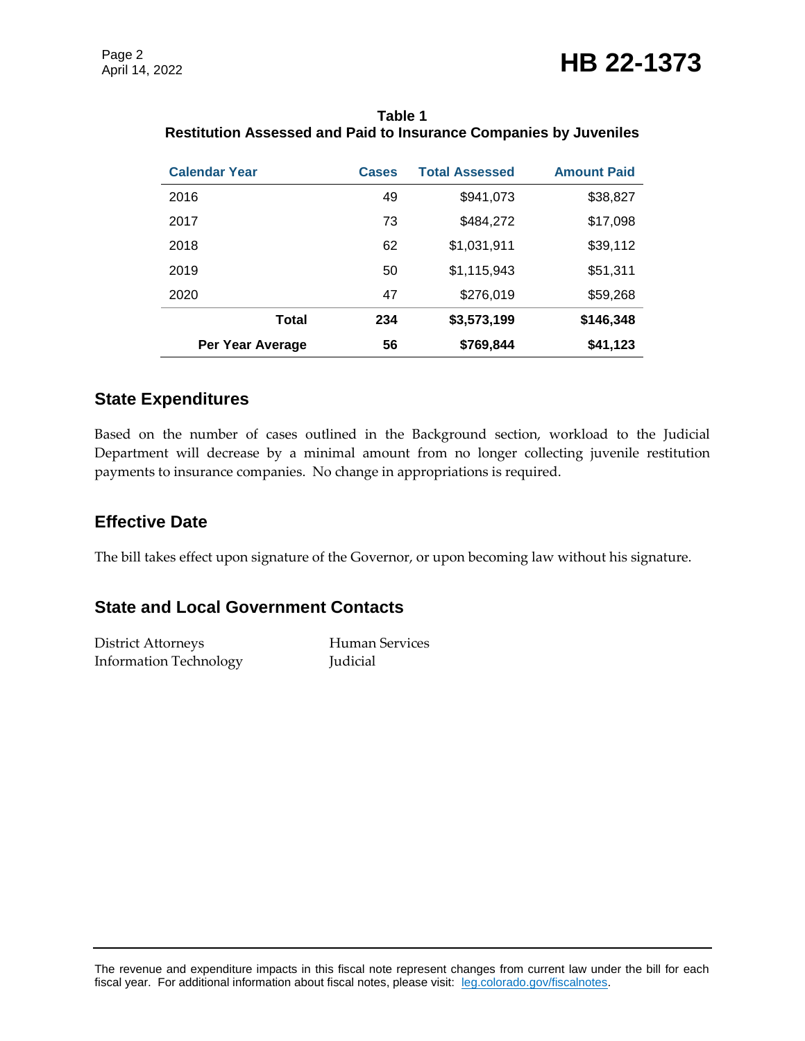**Table 1**
**Restitution Assessed and Paid to Insurance Companies by Juveniles**

| Calendar Year | Cases | Total Assessed | Amount Paid |
|---|---|---|---|
| 2016 | 49 | $941,073 | $38,827 |
| 2017 | 73 | $484,272 | $17,098 |
| 2018 | 62 | $1,031,911 | $39,112 |
| 2019 | 50 | $1,115,943 | $51,311 |
| 2020 | 47 | $276,019 | $59,268 |
| **Total** | **234** | **$3,573,199** | **$146,348** |
| **Per Year Average** | **56** | **$769,844** | **$41,123** |

## State Expenditures

Based on the number of cases outlined in the Background section, workload to the Judicial Department will decrease by a minimal amount from no longer collecting juvenile restitution payments to insurance companies. No change in appropriations is required.

## Effective Date

The bill takes effect upon signature of the Governor, or upon becoming law without his signature.

## State and Local Government Contacts

District Attorneys
Human Services
Information Technology
Judicial

The revenue and expenditure impacts in this fiscal note represent changes from current law under the bill for each fiscal year. For additional information about fiscal notes, please visit: leg.colorado.gov/fiscalnotes.